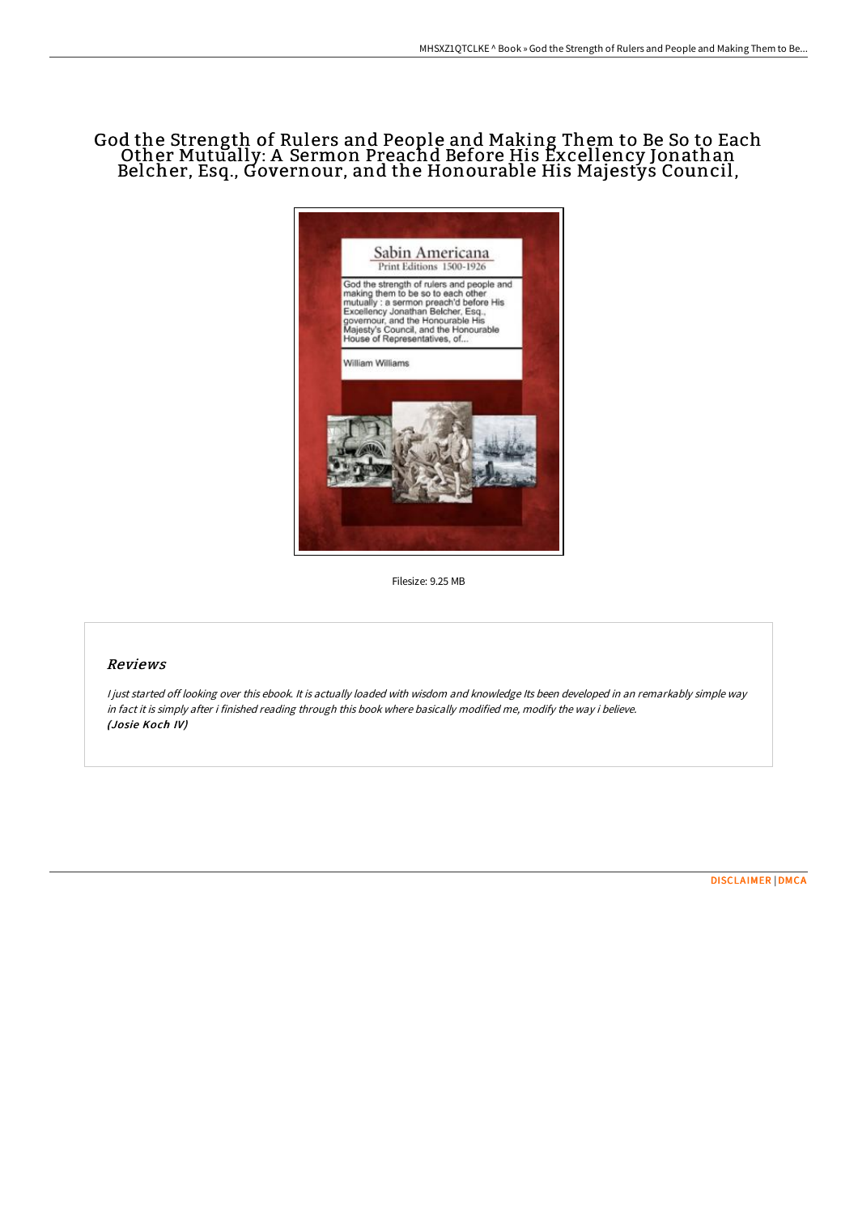# God the Strength of Rulers and People and Making Them to Be So to Each Other Mutually: A Sermon Preachd Before His Excellency Jonathan Belcher, Esq., Governour, and the Honourable His Majestys Council,

Filesize: 9.25 MB

## Reviews

*I just started off looking over this ebook. It is actually loaded with wisdom and knowledge Its been developed in an remarkably simple way in fact it is simply after i finished reading through this book where basically modified me, modify the way i believe.*
***(Josie Koch IV)***

DISCLAIMER | DMCA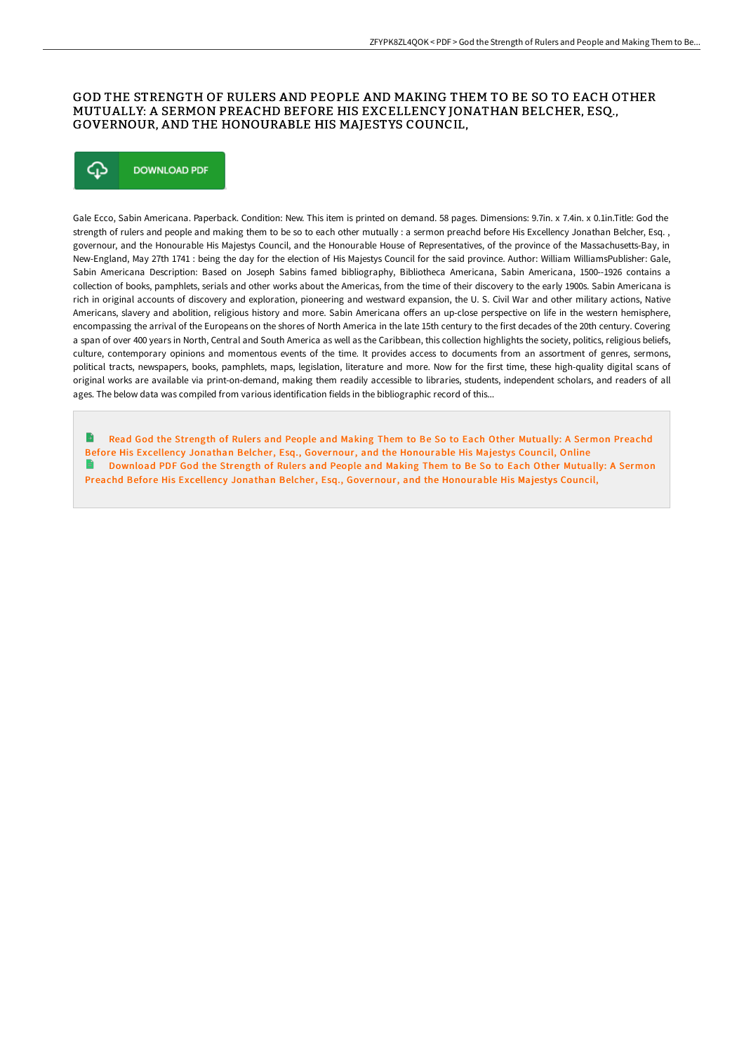# GOD THE STRENGTH OF RULERS AND PEOPLE AND MAKING THEM TO BE SO TO EACH OTHER MUTUALLY: A SERMON PREACHD BEFORE HIS EXCELLENCY JONATHAN BELCHER, ESQ., GOVERNOUR, AND THE HONOURABLE HIS MAJESTYS COUNCIL,

DOWNLOAD PDF

Gale Ecco, Sabin Americana. Paperback. Condition: New. This item is printed on demand. 58 pages. Dimensions: 9.7in. x 7.4in. x 0.1in.Title: God the strength of rulers and people and making them to be so to each other mutually : a sermon preachd before His Excellency Jonathan Belcher, Esq. , governour, and the Honourable His Majestys Council, and the Honourable House of Representatives, of the province of the Massachusetts-Bay, in New-England, May 27th 1741 : being the day for the election of His Majestys Council for the said province. Author: William WilliamsPublisher: Gale, Sabin Americana Description: Based on Joseph Sabins famed bibliography, Bibliotheca Americana, Sabin Americana, 1500--1926 contains a collection of books, pamphlets, serials and other works about the Americas, from the time of their discovery to the early 1900s. Sabin Americana is rich in original accounts of discovery and exploration, pioneering and westward expansion, the U. S. Civil War and other military actions, Native Americans, slavery and abolition, religious history and more. Sabin Americana offers an up-close perspective on life in the western hemisphere, encompassing the arrival of the Europeans on the shores of North America in the late 15th century to the first decades of the 20th century. Covering a span of over 400 years in North, Central and South America as well as the Caribbean, this collection highlights the society, politics, religious beliefs, culture, contemporary opinions and momentous events of the time. It provides access to documents from an assortment of genres, sermons, political tracts, newspapers, books, pamphlets, maps, legislation, literature and more. Now for the first time, these high-quality digital scans of original works are available via print-on-demand, making them readily accessible to libraries, students, independent scholars, and readers of all ages. The below data was compiled from various identification fields in the bibliographic record of this...

Read God the Strength of Rulers and People and Making Them to Be So to Each Other Mutually: A Sermon Preachd Before His Excellency Jonathan Belcher, Esq., Governour, and the Honourable His Majestys Council, Online

Download PDF God the Strength of Rulers and People and Making Them to Be So to Each Other Mutually: A Sermon Preachd Before His Excellency Jonathan Belcher, Esq., Governour, and the Honourable His Majestys Council,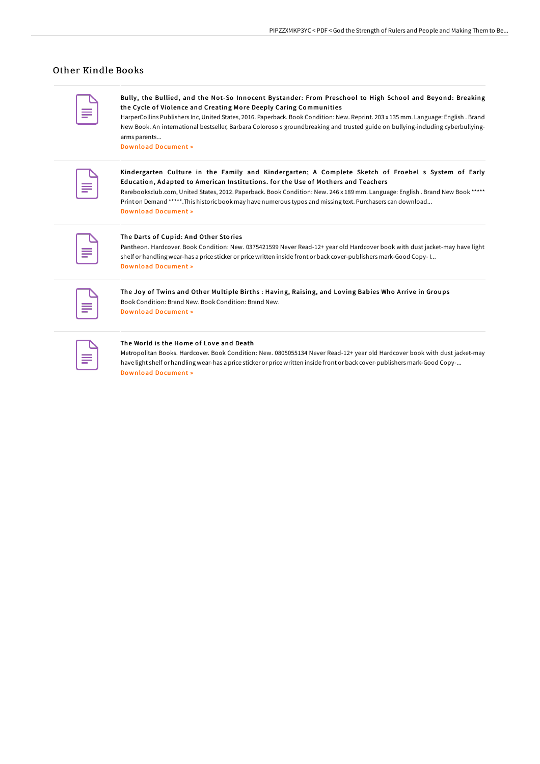## Other Kindle Books

**Bully, the Bullied, and the Not-So Innocent Bystander: From Preschool to High School and Beyond: Breaking the Cycle of Violence and Creating More Deeply Caring Communities**

HarperCollins Publishers Inc, United States, 2016. Paperback. Book Condition: New. Reprint. 203 x 135 mm. Language: English . Brand New Book. An international bestseller, Barbara Coloroso s groundbreaking and trusted guide on bullying-including cyberbullying-arms parents...

Download Document »

**Kindergarten Culture in the Family and Kindergarten; A Complete Sketch of Froebel s System of Early Education, Adapted to American Institutions. for the Use of Mothers and Teachers**

Rarebooksclub.com, United States, 2012. Paperback. Book Condition: New. 246 x 189 mm. Language: English . Brand New Book ***** Print on Demand *****.This historic book may have numerous typos and missing text. Purchasers can download...

Download Document »

**The Darts of Cupid: And Other Stories**

Pantheon. Hardcover. Book Condition: New. 0375421599 Never Read-12+ year old Hardcover book with dust jacket-may have light shelf or handling wear-has a price sticker or price written inside front or back cover-publishers mark-Good Copy- I...

Download Document »

**The Joy of Twins and Other Multiple Births : Having, Raising, and Loving Babies Who Arrive in Groups**

Book Condition: Brand New. Book Condition: Brand New.

Download Document »

**The World is the Home of Love and Death**

Metropolitan Books. Hardcover. Book Condition: New. 0805055134 Never Read-12+ year old Hardcover book with dust jacket-may have light shelf or handling wear-has a price sticker or price written inside front or back cover-publishers mark-Good Copy-...

Download Document »